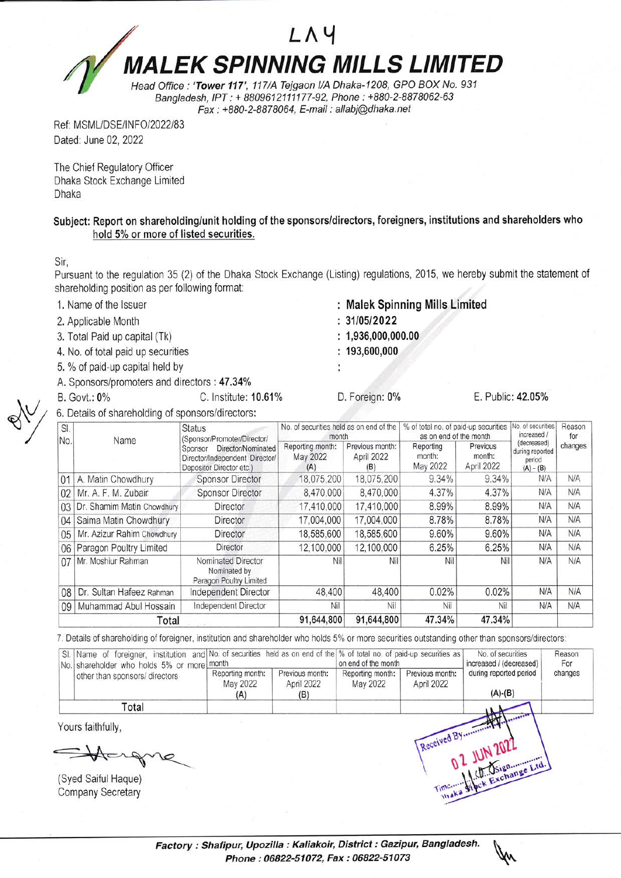LAY

# MALEK SPINNING MILLS LIMITED

*Head Office : 'Tower 117', 117/A Tejgaon I/A Dhaka-1208, GPO BOX No. 931 Bangladesh, IPT : + 8809612111177-92, Phone : +880-2-8878062-63 Fax : +880-2-8878064, E-mail : allabj@dhaka.net*

Ref: MSML/DSE/INFO/2022/83
Dated: June 02, 2022

The Chief Regulatory Officer
Dhaka Stock Exchange Limited
Dhaka

**Subject: Report on shareholding/unit holding of the sponsors/directors, foreigners, institutions and shareholders who hold 5% or more of listed securities.**

Sir,

Pursuant to the regulation 35 (2) of the Dhaka Stock Exchange (Listing) regulations, 2015, we hereby submit the statement of shareholding position as per following format:

1. Name of the Issuer : **Malek Spinning Mills Limited**
2. Applicable Month : **31/05/2022**
3. Total Paid up capital (Tk) : **1,936,000,000.00**
4. No. of total paid up securities : **193,600,000**
5. % of paid-up capital held by :

A. Sponsors/promoters and directors : **47.34%**

B. Govt.: 0% C. Institute: **10.61%** D. Foreign: 0% E. Public: **42.05%**

6. Details of shareholding of sponsors/directors:

| Sl. No. | Name | Status (Sponsor/Promoter/Director/ Sponsor Director/Nominated Director/Independent Director/ Depositor Director etc.) | No. of securities held as on end of the month | | % of total no. of paid-up securities as on end of the month | | No. of securities increased / (decreased) during reported period (A) - (B) | Reason for changes |
|---|---|---|---|---|---|---|---|---|
| | | | Reporting month: May 2022 (A) | Previous month: April 2022 (B) | Reporting month: May 2022 | Previous month: April 2022 | | |
| 01 | A. Matin Chowdhury | Sponsor Director | 18,075,200 | 18,075,200 | 9.34% | 9.34% | N/A | N/A |
| 02 | Mr. A. F. M. Zubair | Sponsor Director | 8,470,000 | 8,470,000 | 4.37% | 4.37% | N/A | N/A |
| 03 | Dr. Shamim Matin Chowdhury | Director | 17,410,000 | 17,410,000 | 8.99% | 8.99% | N/A | N/A |
| 04 | Saima Matin Chowdhury | Director | 17,004,000 | 17,004,000 | 8.78% | 8.78% | N/A | N/A |
| 05 | Mr. Azizur Rahim Chowdhury | Director | 18,585,600 | 18,585,600 | 9.60% | 9.60% | N/A | N/A |
| 06 | Paragon Poultry Limited | Director | 12,100,000 | 12,100,000 | 6.25% | 6.25% | N/A | N/A |
| 07 | Mr. Moshiur Rahman | Nominated Director Nominated by Paragon Poultry Limited | Nil | Nil | Nil | Nil | N/A | N/A |
| 08 | Dr. Sultan Hafeez Rahman | Independent Director | 48,400 | 48,400 | 0.02% | 0.02% | N/A | N/A |
| 09 | Muhammad Abul Hossain | Independent Director | Nil | Nil | Nil | Nil | N/A | N/A |
| | Total | | 91,644,800 | 91,644,800 | 47.34% | 47.34% | | |

7. Details of shareholding of foreigner, institution and shareholder who holds 5% or more securities outstanding other than sponsors/directors:

| Sl. No. | Name of foreigner, institution and shareholder who holds 5% or more other than sponsors/ directors | No. of securities held as on end of the month | | % of total no. of paid-up securities as on end of the month | | No. of securities increased / (decreased) during reported period | Reason For changes |
|---|---|---|---|---|---|---|---|
| | | Reporting month: May 2022 (A) | Previous month: April 2022 (B) | Reporting month: May 2022 | Previous month: April 2022 | (A)-(B) | |
| | Total | | | | | | |

Yours faithfully,

(Syed Saiful Haque)
Company Secretary

Received By
02 JUN 2022
Dhaka Stock Exchange Ltd.

**Factory : Shafipur, Upozilla : Kaliakoir, District : Gazipur, Bangladesh.**
**Phone : 06822-51072, Fax : 06822-51073**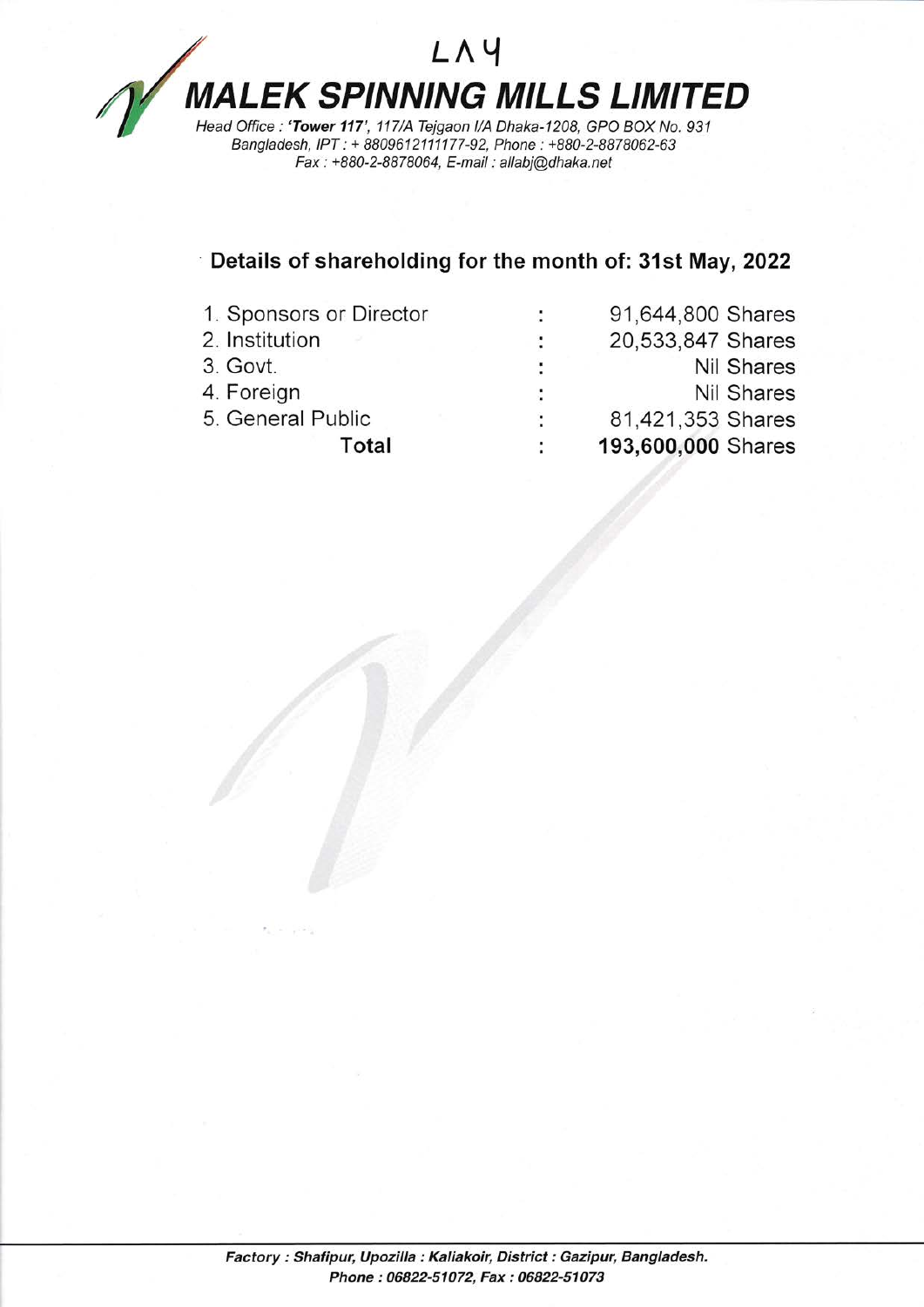LAY

# MALEK SPINNING MILLS LIMITED

*Head Office : **'Tower 117'**, 117/A Tejgaon I/A Dhaka-1208, GPO BOX No. 931*
*Bangladesh, IPT : + 8809612111177-92, Phone : +880-2-8878062-63*
*Fax : +880-2-8878064, E-mail : allabj@dhaka.net*

## Details of shareholding for the month of: 31st May, 2022

| | | |
|---|---|---|
| 1. Sponsors or Director | : | 91,644,800 Shares |
| 2. Institution | : | 20,533,847 Shares |
| 3. Govt. | : | Nil Shares |
| 4. Foreign | : | Nil Shares |
| 5. General Public | : | 81,421,353 Shares |
| **Total** | : | **193,600,000** Shares |

***Factory : Shafipur, Upozilla : Kaliakoir, District : Gazipur, Bangladesh.***
***Phone : 06822-51072, Fax : 06822-51073***